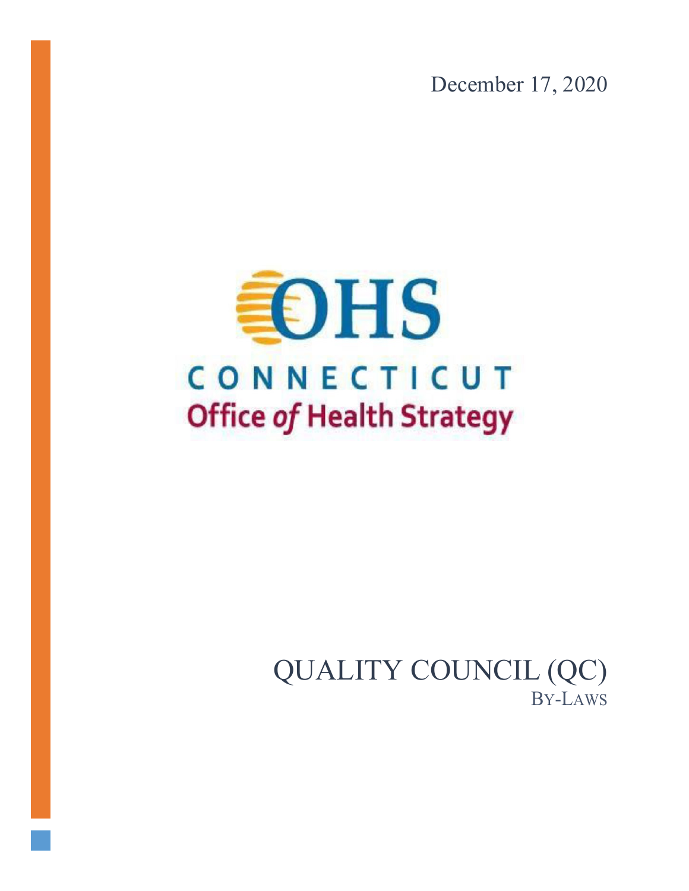December 17, 2020

OHS

CONNECTICUT

Office of Health Strategy

# QUALITY COUNCIL (QC)

## BY-LAWS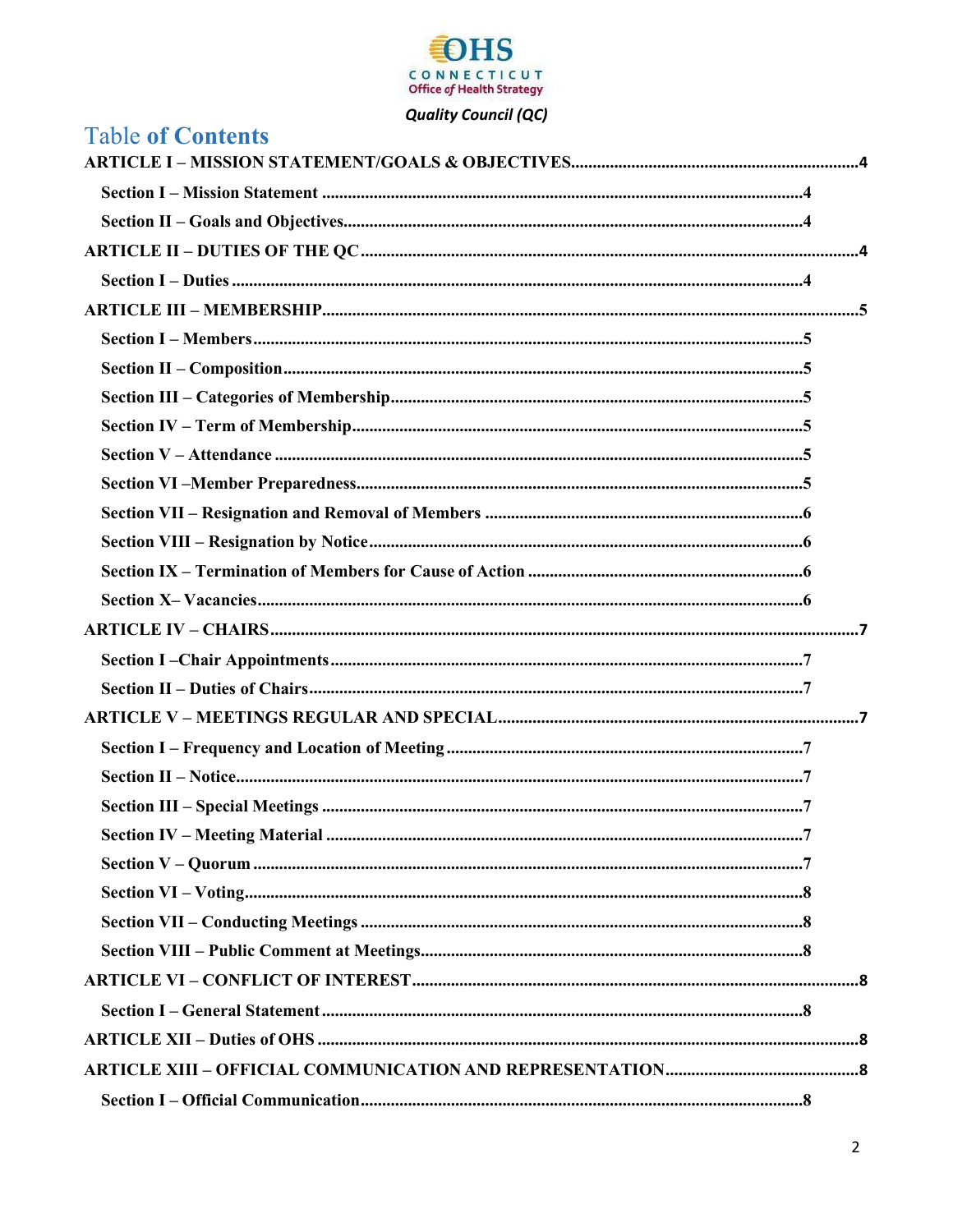Quality Council (QC)

# Table of Contents

**ARTICLE I – MISSION STATEMENT/GOALS & OBJECTIVES....................4**

- **Section I – Mission Statement....................4**
- **Section II – Goals and Objectives....................4**

**ARTICLE II – DUTIES OF THE QC....................4**

- **Section I – Duties....................4**

**ARTICLE III – MEMBERSHIP....................5**

- **Section I – Members....................5**
- **Section II – Composition....................5**
- **Section III – Categories of Membership....................5**
- **Section IV – Term of Membership....................5**
- **Section V – Attendance....................5**
- **Section VI –Member Preparedness....................5**
- **Section VII – Resignation and Removal of Members....................6**
- **Section VIII – Resignation by Notice....................6**
- **Section IX – Termination of Members for Cause of Action....................6**
- **Section X– Vacancies....................6**

**ARTICLE IV – CHAIRS....................7**

- **Section I –Chair Appointments....................7**
- **Section II – Duties of Chairs....................7**

**ARTICLE V – MEETINGS REGULAR AND SPECIAL....................7**

- **Section I – Frequency and Location of Meeting....................7**
- **Section II – Notice....................7**
- **Section III – Special Meetings....................7**
- **Section IV – Meeting Material....................7**
- **Section V – Quorum....................7**
- **Section VI – Voting....................8**
- **Section VII – Conducting Meetings....................8**
- **Section VIII – Public Comment at Meetings....................8**

**ARTICLE VI – CONFLICT OF INTEREST....................8**

- **Section I – General Statement....................8**

**ARTICLE XII – Duties of OHS....................8**

**ARTICLE XIII – OFFICIAL COMMUNICATION AND REPRESENTATION....................8**

- **Section I – Official Communication....................8**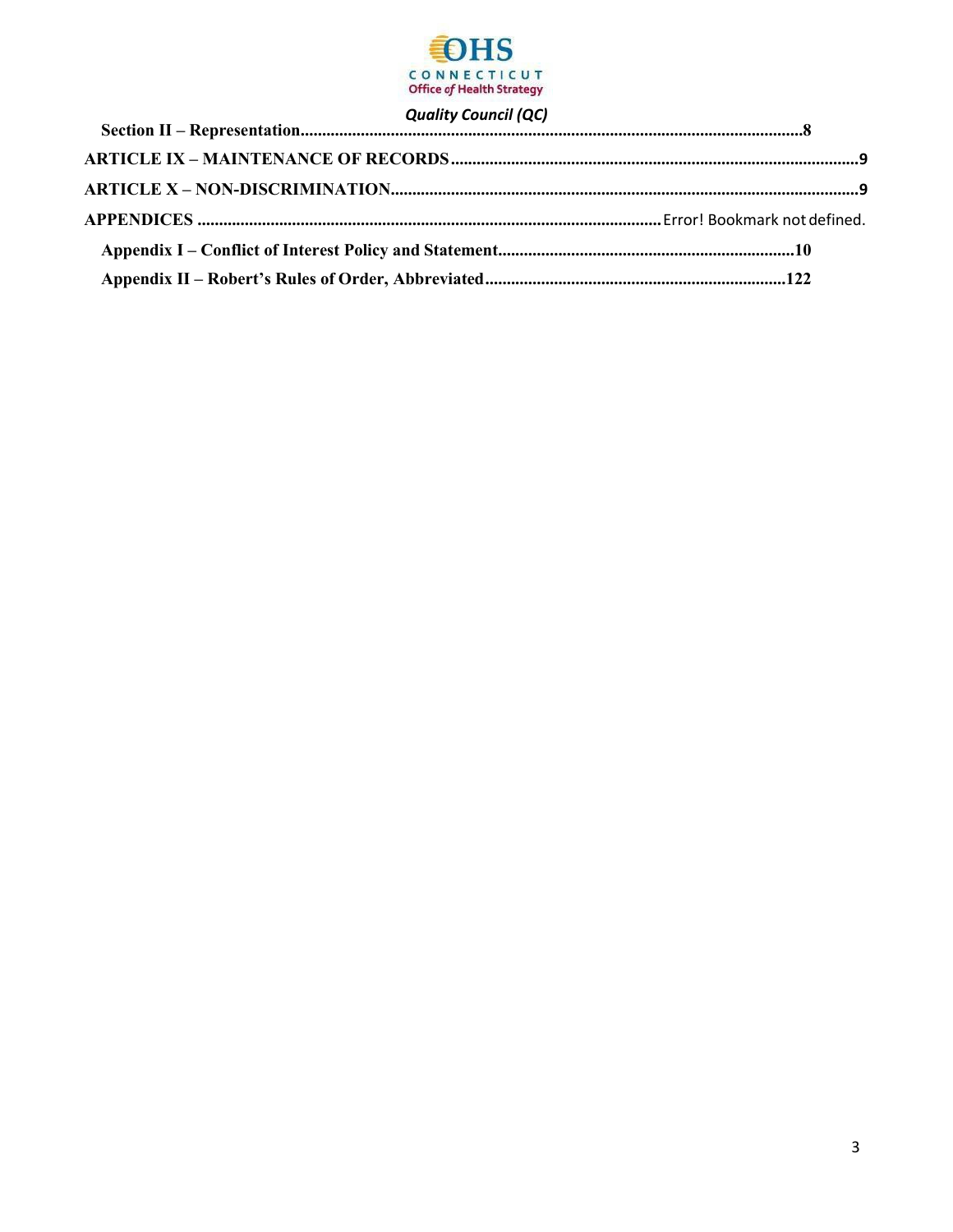Section II – Representation....................................................................................................................8

ARTICLE IX – MAINTENANCE OF RECORDS..............................................................................................9

ARTICLE X – NON-DISCRIMINATION..........................................................................................................9

APPENDICES ..........................................................................................................Error! Bookmark not defined.

Appendix I – Conflict of Interest Policy and Statement.....................................................................10

Appendix II – Robert's Rules of Order, Abbreviated.....................................................................122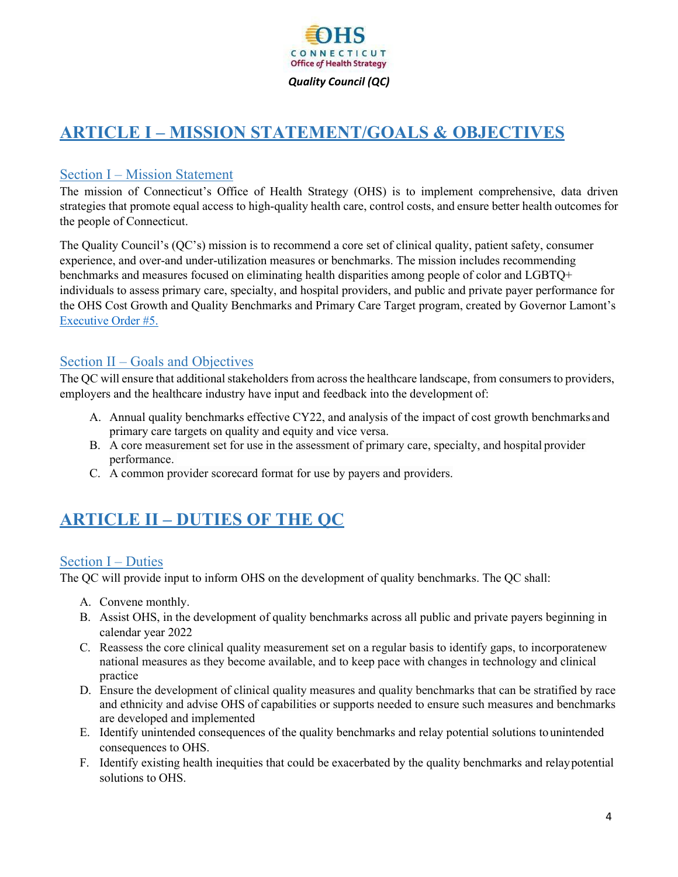# ARTICLE I – MISSION STATEMENT/GOALS & OBJECTIVES

## Section I – Mission Statement

The mission of Connecticut's Office of Health Strategy (OHS) is to implement comprehensive, data driven strategies that promote equal access to high-quality health care, control costs, and ensure better health outcomes for the people of Connecticut.

The Quality Council's (QC's) mission is to recommend a core set of clinical quality, patient safety, consumer experience, and over-and under-utilization measures or benchmarks. The mission includes recommending benchmarks and measures focused on eliminating health disparities among people of color and LGBTQ+ individuals to assess primary care, specialty, and hospital providers, and public and private payer performance for the OHS Cost Growth and Quality Benchmarks and Primary Care Target program, created by Governor Lamont's Executive Order #5.

## Section II – Goals and Objectives

The QC will ensure that additional stakeholders from across the healthcare landscape, from consumers to providers, employers and the healthcare industry have input and feedback into the development of:

A. Annual quality benchmarks effective CY22, and analysis of the impact of cost growth benchmarks and primary care targets on quality and equity and vice versa.
B. A core measurement set for use in the assessment of primary care, specialty, and hospital provider performance.
C. A common provider scorecard format for use by payers and providers.

# ARTICLE II – DUTIES OF THE QC

## Section I – Duties

The QC will provide input to inform OHS on the development of quality benchmarks. The QC shall:

A. Convene monthly.
B. Assist OHS, in the development of quality benchmarks across all public and private payers beginning in calendar year 2022
C. Reassess the core clinical quality measurement set on a regular basis to identify gaps, to incorporate new national measures as they become available, and to keep pace with changes in technology and clinical practice
D. Ensure the development of clinical quality measures and quality benchmarks that can be stratified by race and ethnicity and advise OHS of capabilities or supports needed to ensure such measures and benchmarks are developed and implemented
E. Identify unintended consequences of the quality benchmarks and relay potential solutions to unintended consequences to OHS.
F. Identify existing health inequities that could be exacerbated by the quality benchmarks and relay potential solutions to OHS.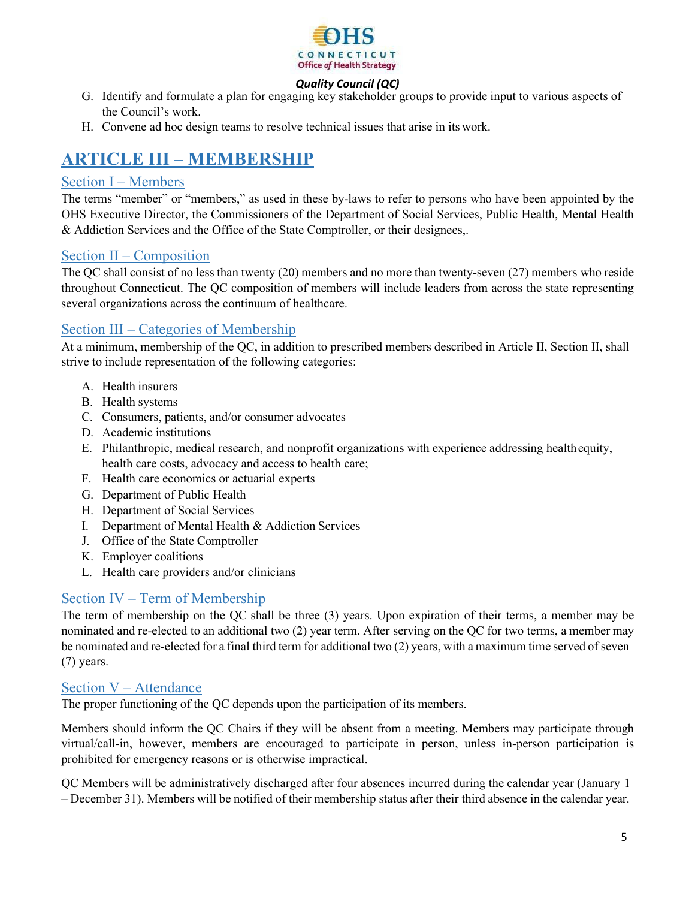G. Identify and formulate a plan for engaging key stakeholder groups to provide input to various aspects of the Council's work.
H. Convene ad hoc design teams to resolve technical issues that arise in its work.

# ARTICLE III – MEMBERSHIP

## Section I – Members

The terms "member" or "members," as used in these by-laws to refer to persons who have been appointed by the OHS Executive Director, the Commissioners of the Department of Social Services, Public Health, Mental Health & Addiction Services and the Office of the State Comptroller, or their designees,.

## Section II – Composition

The QC shall consist of no less than twenty (20) members and no more than twenty-seven (27) members who reside throughout Connecticut. The QC composition of members will include leaders from across the state representing several organizations across the continuum of healthcare.

## Section III – Categories of Membership

At a minimum, membership of the QC, in addition to prescribed members described in Article II, Section II, shall strive to include representation of the following categories:

A. Health insurers
B. Health systems
C. Consumers, patients, and/or consumer advocates
D. Academic institutions
E. Philanthropic, medical research, and nonprofit organizations with experience addressing health equity, health care costs, advocacy and access to health care;
F. Health care economics or actuarial experts
G. Department of Public Health
H. Department of Social Services
I. Department of Mental Health & Addiction Services
J. Office of the State Comptroller
K. Employer coalitions
L. Health care providers and/or clinicians

## Section IV – Term of Membership

The term of membership on the QC shall be three (3) years. Upon expiration of their terms, a member may be nominated and re-elected to an additional two (2) year term. After serving on the QC for two terms, a member may be nominated and re-elected for a final third term for additional two (2) years, with a maximum time served of seven (7) years.

## Section V – Attendance

The proper functioning of the QC depends upon the participation of its members.

Members should inform the QC Chairs if they will be absent from a meeting. Members may participate through virtual/call-in, however, members are encouraged to participate in person, unless in-person participation is prohibited for emergency reasons or is otherwise impractical.

QC Members will be administratively discharged after four absences incurred during the calendar year (January 1 – December 31). Members will be notified of their membership status after their third absence in the calendar year.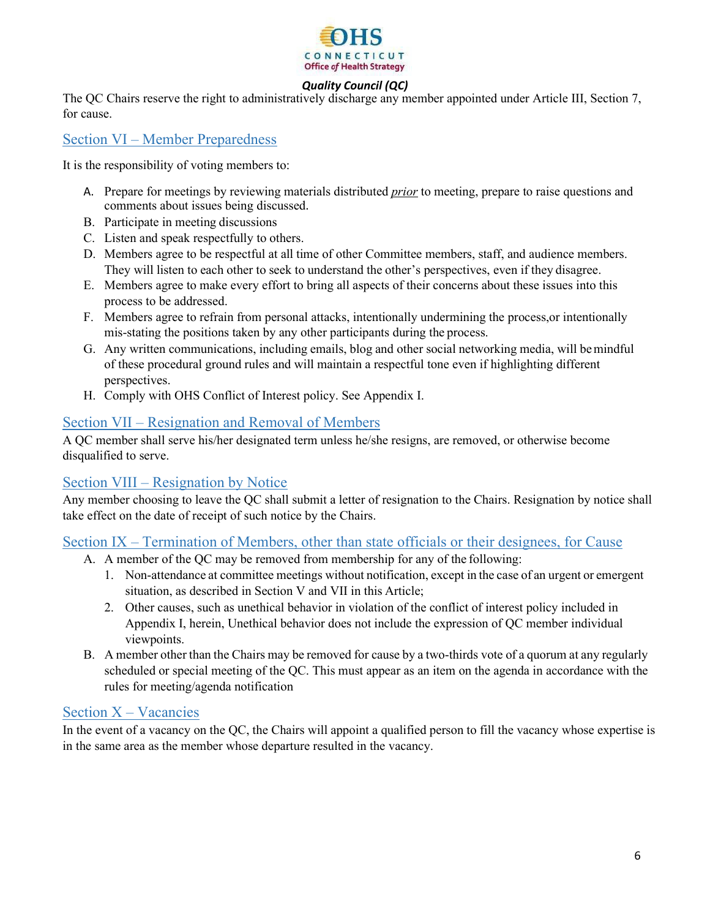The QC Chairs reserve the right to administratively discharge any member appointed under Article III, Section 7, for cause.

## Section VI – Member Preparedness

It is the responsibility of voting members to:

A. Prepare for meetings by reviewing materials distributed ***prior*** to meeting, prepare to raise questions and comments about issues being discussed.
B. Participate in meeting discussions
C. Listen and speak respectfully to others.
D. Members agree to be respectful at all time of other Committee members, staff, and audience members. They will listen to each other to seek to understand the other's perspectives, even if they disagree.
E. Members agree to make every effort to bring all aspects of their concerns about these issues into this process to be addressed.
F. Members agree to refrain from personal attacks, intentionally undermining the process,or intentionally mis-stating the positions taken by any other participants during the process.
G. Any written communications, including emails, blog and other social networking media, will be mindful of these procedural ground rules and will maintain a respectful tone even if highlighting different perspectives.
H. Comply with OHS Conflict of Interest policy. See Appendix I.

## Section VII – Resignation and Removal of Members

A QC member shall serve his/her designated term unless he/she resigns, are removed, or otherwise become disqualified to serve.

## Section VIII – Resignation by Notice

Any member choosing to leave the QC shall submit a letter of resignation to the Chairs. Resignation by notice shall take effect on the date of receipt of such notice by the Chairs.

## Section IX – Termination of Members, other than state officials or their designees, for Cause

A. A member of the QC may be removed from membership for any of the following:
   1. Non-attendance at committee meetings without notification, except in the case of an urgent or emergent situation, as described in Section V and VII in this Article;
   2. Other causes, such as unethical behavior in violation of the conflict of interest policy included in Appendix I, herein, Unethical behavior does not include the expression of QC member individual viewpoints.
B. A member other than the Chairs may be removed for cause by a two-thirds vote of a quorum at any regularly scheduled or special meeting of the QC. This must appear as an item on the agenda in accordance with the rules for meeting/agenda notification

## Section X – Vacancies

In the event of a vacancy on the QC, the Chairs will appoint a qualified person to fill the vacancy whose expertise is in the same area as the member whose departure resulted in the vacancy.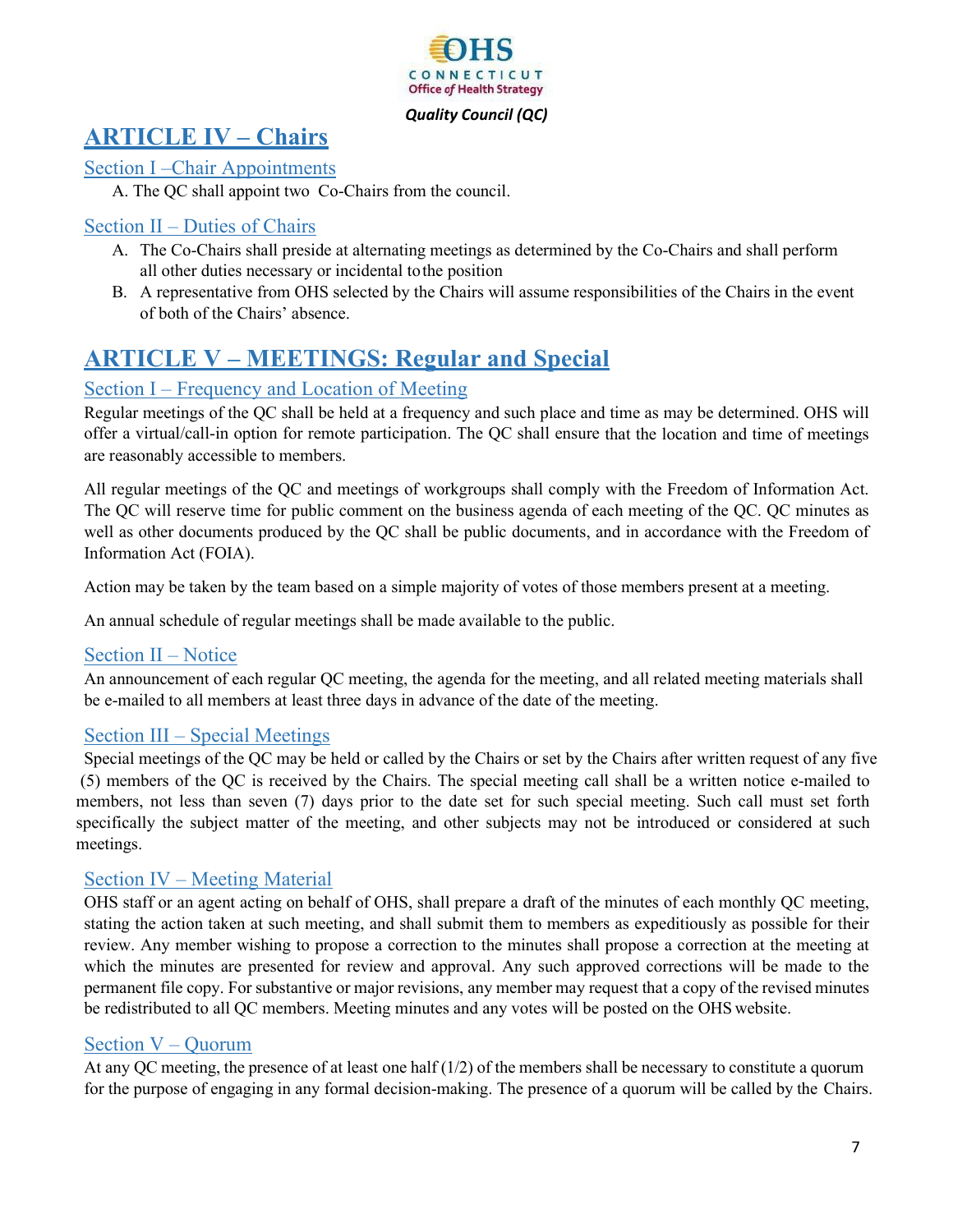## ARTICLE IV – Chairs

### Section I –Chair Appointments

A. The QC shall appoint two Co-Chairs from the council.

### Section II – Duties of Chairs

A. The Co-Chairs shall preside at alternating meetings as determined by the Co-Chairs and shall perform all other duties necessary or incidental to the position
B. A representative from OHS selected by the Chairs will assume responsibilities of the Chairs in the event of both of the Chairs' absence.

## ARTICLE V – MEETINGS: Regular and Special

### Section I – Frequency and Location of Meeting

Regular meetings of the QC shall be held at a frequency and such place and time as may be determined. OHS will offer a virtual/call-in option for remote participation. The QC shall ensure that the location and time of meetings are reasonably accessible to members.

All regular meetings of the QC and meetings of workgroups shall comply with the Freedom of Information Act. The QC will reserve time for public comment on the business agenda of each meeting of the QC. QC minutes as well as other documents produced by the QC shall be public documents, and in accordance with the Freedom of Information Act (FOIA).

Action may be taken by the team based on a simple majority of votes of those members present at a meeting.

An annual schedule of regular meetings shall be made available to the public.

### Section II – Notice

An announcement of each regular QC meeting, the agenda for the meeting, and all related meeting materials shall be e-mailed to all members at least three days in advance of the date of the meeting.

### Section III – Special Meetings

Special meetings of the QC may be held or called by the Chairs or set by the Chairs after written request of any five (5) members of the QC is received by the Chairs. The special meeting call shall be a written notice e-mailed to members, not less than seven (7) days prior to the date set for such special meeting. Such call must set forth specifically the subject matter of the meeting, and other subjects may not be introduced or considered at such meetings.

### Section IV – Meeting Material

OHS staff or an agent acting on behalf of OHS, shall prepare a draft of the minutes of each monthly QC meeting, stating the action taken at such meeting, and shall submit them to members as expeditiously as possible for their review. Any member wishing to propose a correction to the minutes shall propose a correction at the meeting at which the minutes are presented for review and approval. Any such approved corrections will be made to the permanent file copy. For substantive or major revisions, any member may request that a copy of the revised minutes be redistributed to all QC members. Meeting minutes and any votes will be posted on the OHS website.

### Section V – Quorum

At any QC meeting, the presence of at least one half (1/2) of the members shall be necessary to constitute a quorum for the purpose of engaging in any formal decision-making. The presence of a quorum will be called by the Chairs.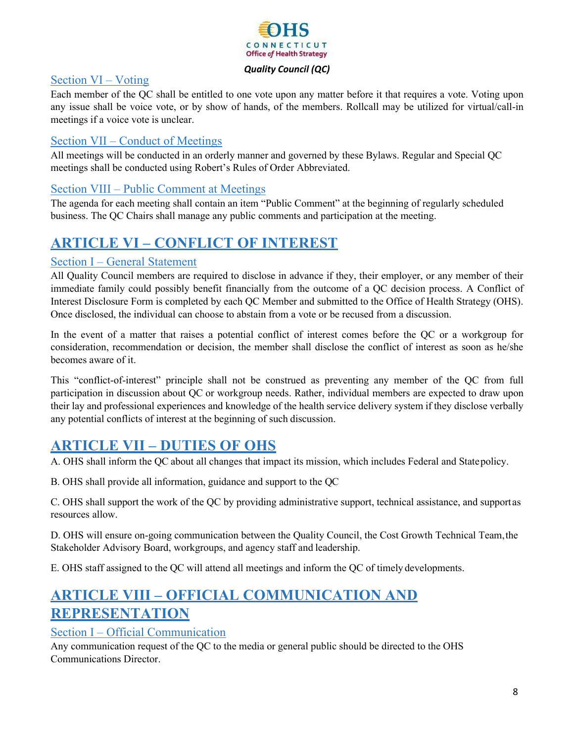### Section VI – Voting

Each member of the QC shall be entitled to one vote upon any matter before it that requires a vote. Voting upon any issue shall be voice vote, or by show of hands, of the members. Rollcall may be utilized for virtual/call-in meetings if a voice vote is unclear.

### Section VII – Conduct of Meetings

All meetings will be conducted in an orderly manner and governed by these Bylaws. Regular and Special QC meetings shall be conducted using Robert's Rules of Order Abbreviated.

### Section VIII – Public Comment at Meetings

The agenda for each meeting shall contain an item "Public Comment" at the beginning of regularly scheduled business. The QC Chairs shall manage any public comments and participation at the meeting.

## ARTICLE VI – CONFLICT OF INTEREST

### Section I – General Statement

All Quality Council members are required to disclose in advance if they, their employer, or any member of their immediate family could possibly benefit financially from the outcome of a QC decision process. A Conflict of Interest Disclosure Form is completed by each QC Member and submitted to the Office of Health Strategy (OHS). Once disclosed, the individual can choose to abstain from a vote or be recused from a discussion.

In the event of a matter that raises a potential conflict of interest comes before the QC or a workgroup for consideration, recommendation or decision, the member shall disclose the conflict of interest as soon as he/she becomes aware of it.

This "conflict-of-interest" principle shall not be construed as preventing any member of the QC from full participation in discussion about QC or workgroup needs. Rather, individual members are expected to draw upon their lay and professional experiences and knowledge of the health service delivery system if they disclose verbally any potential conflicts of interest at the beginning of such discussion.

## ARTICLE VII – DUTIES OF OHS

A. OHS shall inform the QC about all changes that impact its mission, which includes Federal and State policy.

B. OHS shall provide all information, guidance and support to the QC

C. OHS shall support the work of the QC by providing administrative support, technical assistance, and support as resources allow.

D. OHS will ensure on-going communication between the Quality Council, the Cost Growth Technical Team, the Stakeholder Advisory Board, workgroups, and agency staff and leadership.

E. OHS staff assigned to the QC will attend all meetings and inform the QC of timely developments.

## ARTICLE VIII – OFFICIAL COMMUNICATION AND REPRESENTATION

### Section I – Official Communication

Any communication request of the QC to the media or general public should be directed to the OHS Communications Director.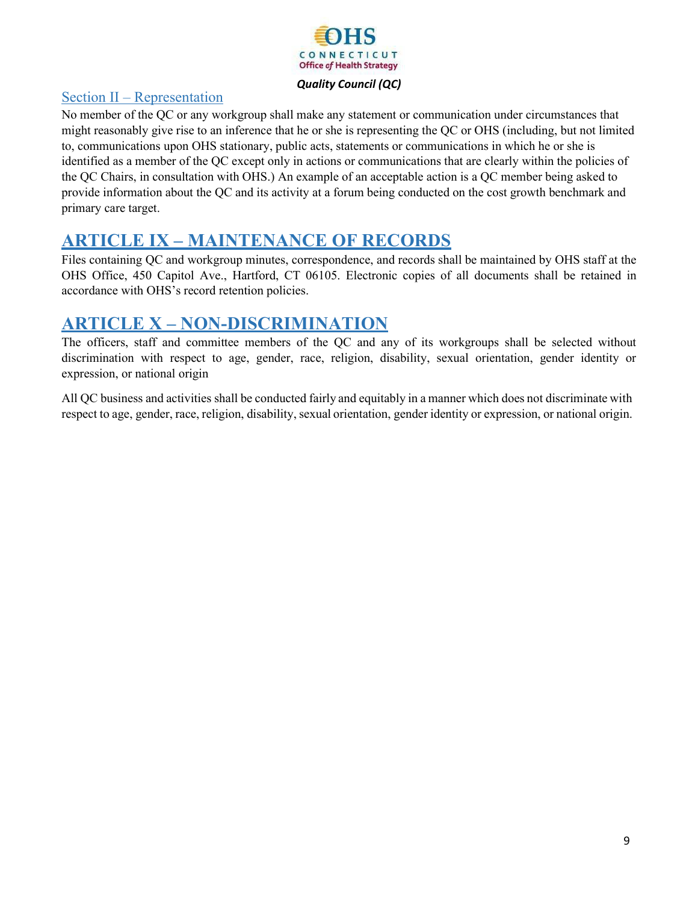### Section II – Representation

No member of the QC or any workgroup shall make any statement or communication under circumstances that might reasonably give rise to an inference that he or she is representing the QC or OHS (including, but not limited to, communications upon OHS stationary, public acts, statements or communications in which he or she is identified as a member of the QC except only in actions or communications that are clearly within the policies of the QC Chairs, in consultation with OHS.) An example of an acceptable action is a QC member being asked to provide information about the QC and its activity at a forum being conducted on the cost growth benchmark and primary care target.

## ARTICLE IX – MAINTENANCE OF RECORDS

Files containing QC and workgroup minutes, correspondence, and records shall be maintained by OHS staff at the OHS Office, 450 Capitol Ave., Hartford, CT 06105. Electronic copies of all documents shall be retained in accordance with OHS's record retention policies.

## ARTICLE X – NON-DISCRIMINATION

The officers, staff and committee members of the QC and any of its workgroups shall be selected without discrimination with respect to age, gender, race, religion, disability, sexual orientation, gender identity or expression, or national origin

All QC business and activities shall be conducted fairly and equitably in a manner which does not discriminate with respect to age, gender, race, religion, disability, sexual orientation, gender identity or expression, or national origin.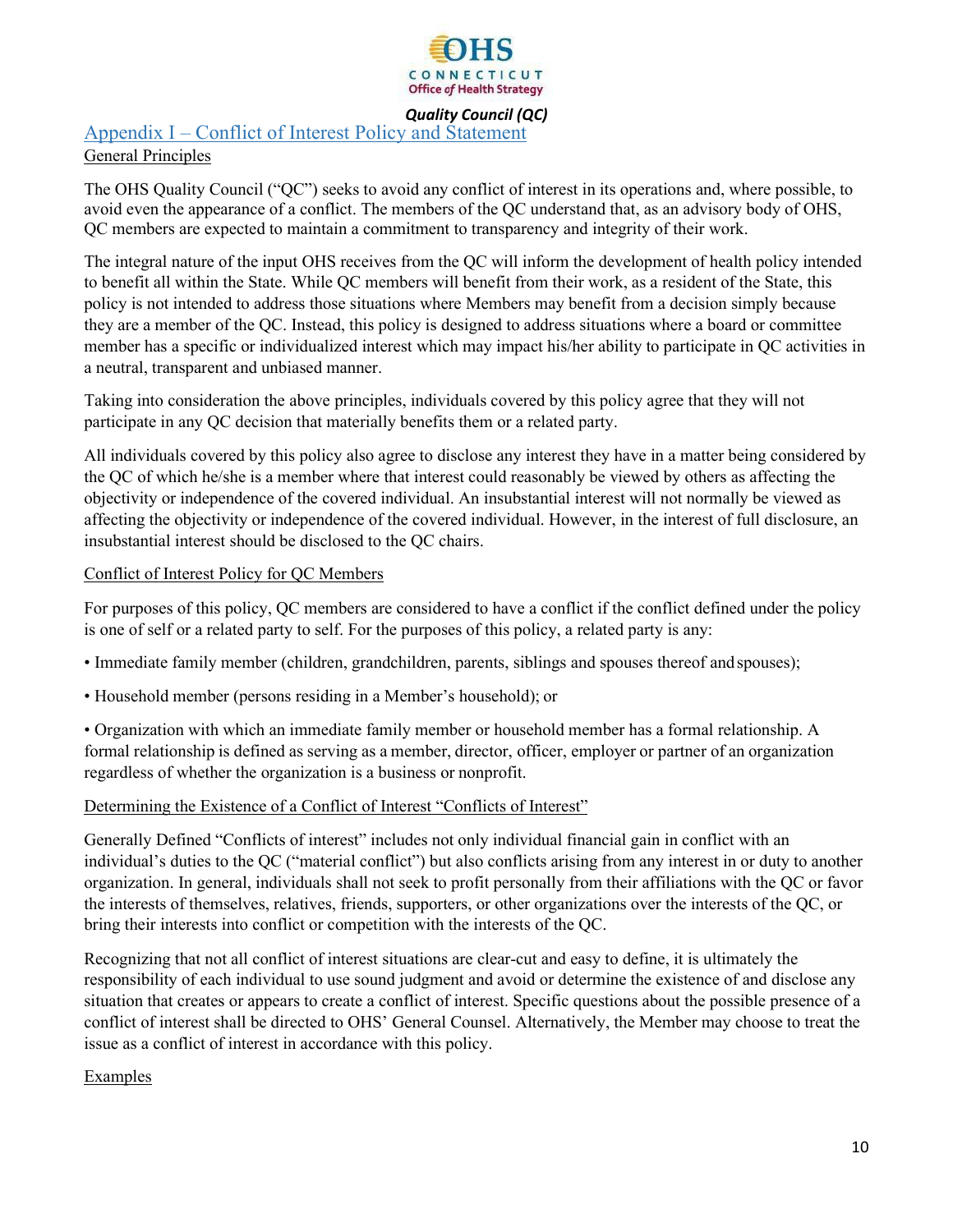## Appendix I – Conflict of Interest Policy and Statement

General Principles

The OHS Quality Council ("QC") seeks to avoid any conflict of interest in its operations and, where possible, to avoid even the appearance of a conflict. The members of the QC understand that, as an advisory body of OHS, QC members are expected to maintain a commitment to transparency and integrity of their work.

The integral nature of the input OHS receives from the QC will inform the development of health policy intended to benefit all within the State. While QC members will benefit from their work, as a resident of the State, this policy is not intended to address those situations where Members may benefit from a decision simply because they are a member of the QC. Instead, this policy is designed to address situations where a board or committee member has a specific or individualized interest which may impact his/her ability to participate in QC activities in a neutral, transparent and unbiased manner.

Taking into consideration the above principles, individuals covered by this policy agree that they will not participate in any QC decision that materially benefits them or a related party.

All individuals covered by this policy also agree to disclose any interest they have in a matter being considered by the QC of which he/she is a member where that interest could reasonably be viewed by others as affecting the objectivity or independence of the covered individual. An insubstantial interest will not normally be viewed as affecting the objectivity or independence of the covered individual. However, in the interest of full disclosure, an insubstantial interest should be disclosed to the QC chairs.

Conflict of Interest Policy for QC Members

For purposes of this policy, QC members are considered to have a conflict if the conflict defined under the policy is one of self or a related party to self. For the purposes of this policy, a related party is any:

• Immediate family member (children, grandchildren, parents, siblings and spouses thereof and spouses);

• Household member (persons residing in a Member's household); or

• Organization with which an immediate family member or household member has a formal relationship. A formal relationship is defined as serving as a member, director, officer, employer or partner of an organization regardless of whether the organization is a business or nonprofit.

Determining the Existence of a Conflict of Interest "Conflicts of Interest"

Generally Defined "Conflicts of interest" includes not only individual financial gain in conflict with an individual's duties to the QC ("material conflict") but also conflicts arising from any interest in or duty to another organization. In general, individuals shall not seek to profit personally from their affiliations with the QC or favor the interests of themselves, relatives, friends, supporters, or other organizations over the interests of the QC, or bring their interests into conflict or competition with the interests of the QC.

Recognizing that not all conflict of interest situations are clear-cut and easy to define, it is ultimately the responsibility of each individual to use sound judgment and avoid or determine the existence of and disclose any situation that creates or appears to create a conflict of interest. Specific questions about the possible presence of a conflict of interest shall be directed to OHS' General Counsel. Alternatively, the Member may choose to treat the issue as a conflict of interest in accordance with this policy.

Examples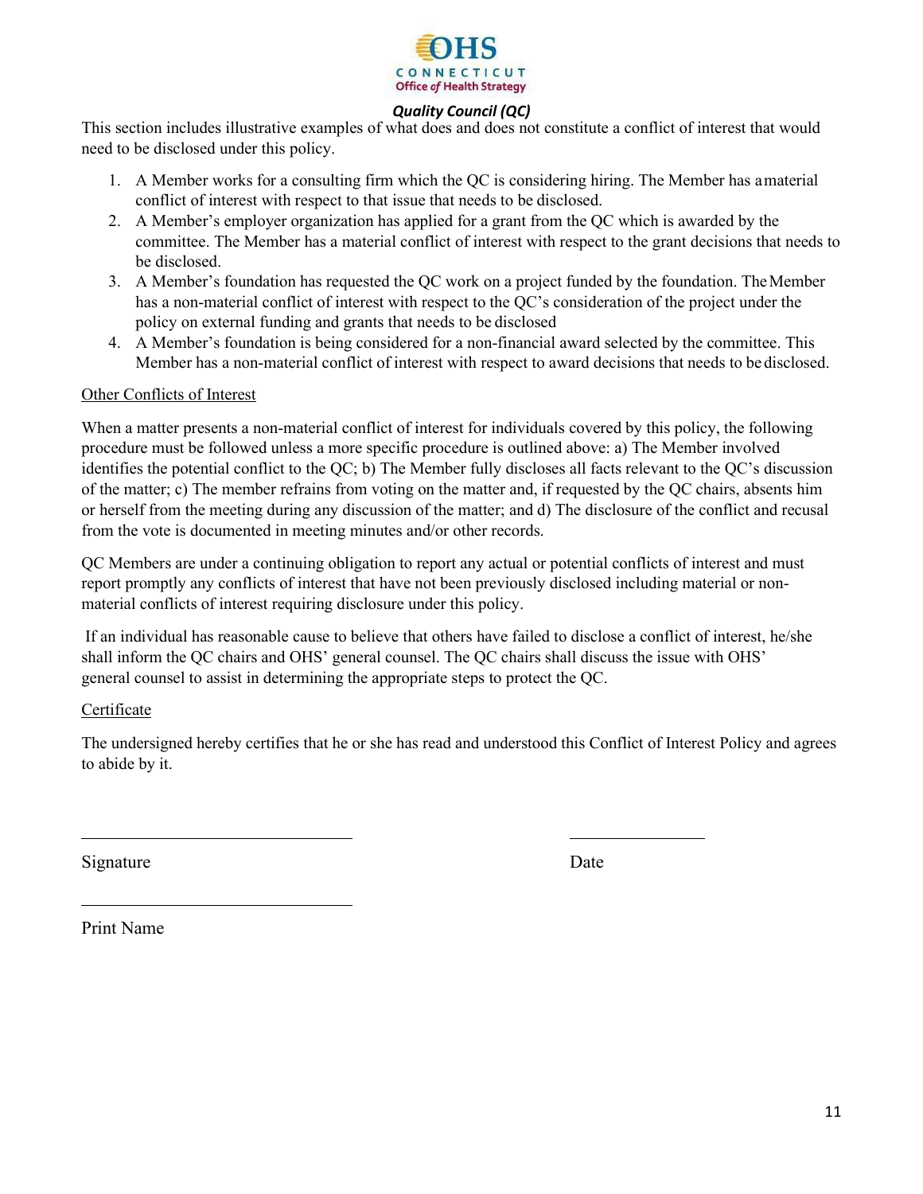*Quality Council (QC)*

This section includes illustrative examples of what does and does not constitute a conflict of interest that would need to be disclosed under this policy.

1. A Member works for a consulting firm which the QC is considering hiring. The Member has a material conflict of interest with respect to that issue that needs to be disclosed.
2. A Member's employer organization has applied for a grant from the QC which is awarded by the committee. The Member has a material conflict of interest with respect to the grant decisions that needs to be disclosed.
3. A Member's foundation has requested the QC work on a project funded by the foundation. The Member has a non-material conflict of interest with respect to the QC's consideration of the project under the policy on external funding and grants that needs to be disclosed
4. A Member's foundation is being considered for a non-financial award selected by the committee. This Member has a non-material conflict of interest with respect to award decisions that needs to be disclosed.

<u>Other Conflicts of Interest</u>

When a matter presents a non-material conflict of interest for individuals covered by this policy, the following procedure must be followed unless a more specific procedure is outlined above: a) The Member involved identifies the potential conflict to the QC; b) The Member fully discloses all facts relevant to the QC's discussion of the matter; c) The member refrains from voting on the matter and, if requested by the QC chairs, absents him or herself from the meeting during any discussion of the matter; and d) The disclosure of the conflict and recusal from the vote is documented in meeting minutes and/or other records.

QC Members are under a continuing obligation to report any actual or potential conflicts of interest and must report promptly any conflicts of interest that have not been previously disclosed including material or non-material conflicts of interest requiring disclosure under this policy.

If an individual has reasonable cause to believe that others have failed to disclose a conflict of interest, he/she shall inform the QC chairs and OHS' general counsel. The QC chairs shall discuss the issue with OHS' general counsel to assist in determining the appropriate steps to protect the QC.

<u>Certificate</u>

The undersigned hereby certifies that he or she has read and understood this Conflict of Interest Policy and agrees to abide by it.

\_\_\_\_\_\_\_\_\_\_\_\_\_\_\_\_\_\_\_\_\_\_\_\_\_\_\_\_\_\_\_ &nbsp;&nbsp;&nbsp;&nbsp;&nbsp;&nbsp;&nbsp;&nbsp; \_\_\_\_\_\_\_\_\_\_\_\_\_\_\_

Signature &nbsp;&nbsp;&nbsp;&nbsp;&nbsp;&nbsp;&nbsp;&nbsp;&nbsp;&nbsp;&nbsp;&nbsp;&nbsp;&nbsp;&nbsp;&nbsp;&nbsp;&nbsp;&nbsp;&nbsp;&nbsp;&nbsp;&nbsp;&nbsp;&nbsp;&nbsp;&nbsp;&nbsp;&nbsp;&nbsp;&nbsp;&nbsp;&nbsp;&nbsp;&nbsp;&nbsp;&nbsp;&nbsp; Date

\_\_\_\_\_\_\_\_\_\_\_\_\_\_\_\_\_\_\_\_\_\_\_\_\_\_\_\_\_\_\_

Print Name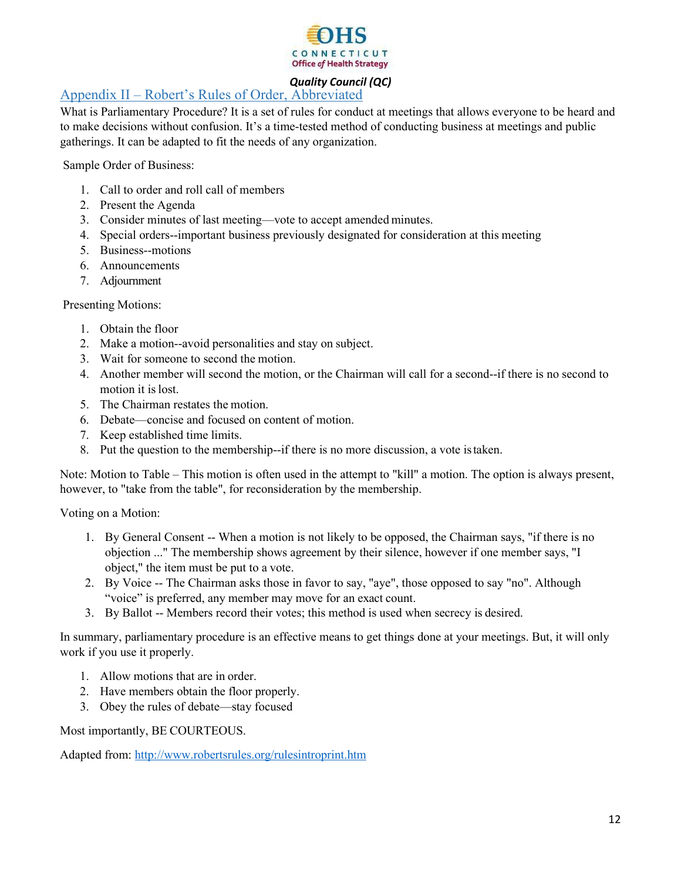## Appendix II – Robert's Rules of Order, Abbreviated

What is Parliamentary Procedure? It is a set of rules for conduct at meetings that allows everyone to be heard and to make decisions without confusion. It's a time-tested method of conducting business at meetings and public gatherings. It can be adapted to fit the needs of any organization.

Sample Order of Business:

1. Call to order and roll call of members
2. Present the Agenda
3. Consider minutes of last meeting—vote to accept amended minutes.
4. Special orders--important business previously designated for consideration at this meeting
5. Business--motions
6. Announcements
7. Adjournment

Presenting Motions:

1. Obtain the floor
2. Make a motion--avoid personalities and stay on subject.
3. Wait for someone to second the motion.
4. Another member will second the motion, or the Chairman will call for a second--if there is no second to motion it is lost.
5. The Chairman restates the motion.
6. Debate—concise and focused on content of motion.
7. Keep established time limits.
8. Put the question to the membership--if there is no more discussion, a vote is taken.

Note: Motion to Table – This motion is often used in the attempt to "kill" a motion. The option is always present, however, to "take from the table", for reconsideration by the membership.

Voting on a Motion:

1. By General Consent -- When a motion is not likely to be opposed, the Chairman says, "if there is no objection ..." The membership shows agreement by their silence, however if one member says, "I object," the item must be put to a vote.
2. By Voice -- The Chairman asks those in favor to say, "aye", those opposed to say "no". Although "voice" is preferred, any member may move for an exact count.
3. By Ballot -- Members record their votes; this method is used when secrecy is desired.

In summary, parliamentary procedure is an effective means to get things done at your meetings. But, it will only work if you use it properly.

1. Allow motions that are in order.
2. Have members obtain the floor properly.
3. Obey the rules of debate—stay focused

Most importantly, BE COURTEOUS.

Adapted from: http://www.robertsrules.org/rulesintroprint.htm